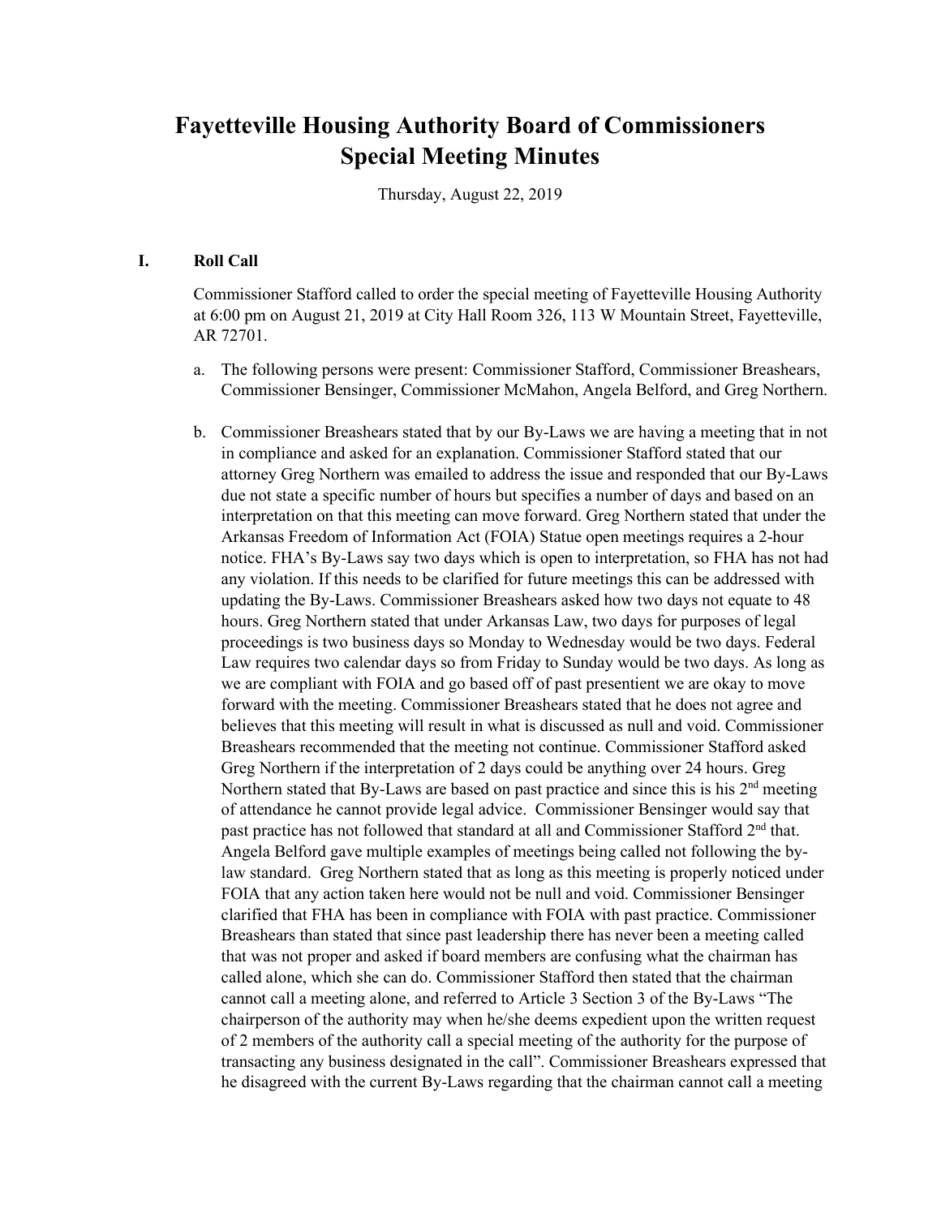# Fayetteville Housing Authority Board of Commissioners Special Meeting Minutes

Thursday, August 22, 2019

## I. Roll Call

Commissioner Stafford called to order the special meeting of Fayetteville Housing Authority at 6:00 pm on August 21, 2019 at City Hall Room 326, 113 W Mountain Street, Fayetteville, AR 72701.

a. The following persons were present: Commissioner Stafford, Commissioner Breashears, Commissioner Bensinger, Commissioner McMahon, Angela Belford, and Greg Northern.

b. Commissioner Breashears stated that by our By-Laws we are having a meeting that in not in compliance and asked for an explanation. Commissioner Stafford stated that our attorney Greg Northern was emailed to address the issue and responded that our By-Laws due not state a specific number of hours but specifies a number of days and based on an interpretation on that this meeting can move forward. Greg Northern stated that under the Arkansas Freedom of Information Act (FOIA) Statue open meetings requires a 2-hour notice. FHA's By-Laws say two days which is open to interpretation, so FHA has not had any violation. If this needs to be clarified for future meetings this can be addressed with updating the By-Laws. Commissioner Breashears asked how two days not equate to 48 hours. Greg Northern stated that under Arkansas Law, two days for purposes of legal proceedings is two business days so Monday to Wednesday would be two days. Federal Law requires two calendar days so from Friday to Sunday would be two days. As long as we are compliant with FOIA and go based off of past presentient we are okay to move forward with the meeting. Commissioner Breashears stated that he does not agree and believes that this meeting will result in what is discussed as null and void. Commissioner Breashears recommended that the meeting not continue. Commissioner Stafford asked Greg Northern if the interpretation of 2 days could be anything over 24 hours. Greg Northern stated that By-Laws are based on past practice and since this is his 2nd meeting of attendance he cannot provide legal advice. Commissioner Bensinger would say that past practice has not followed that standard at all and Commissioner Stafford 2nd that. Angela Belford gave multiple examples of meetings being called not following the by-law standard. Greg Northern stated that as long as this meeting is properly noticed under FOIA that any action taken here would not be null and void. Commissioner Bensinger clarified that FHA has been in compliance with FOIA with past practice. Commissioner Breashears than stated that since past leadership there has never been a meeting called that was not proper and asked if board members are confusing what the chairman has called alone, which she can do. Commissioner Stafford then stated that the chairman cannot call a meeting alone, and referred to Article 3 Section 3 of the By-Laws "The chairperson of the authority may when he/she deems expedient upon the written request of 2 members of the authority call a special meeting of the authority for the purpose of transacting any business designated in the call". Commissioner Breashears expressed that he disagreed with the current By-Laws regarding that the chairman cannot call a meeting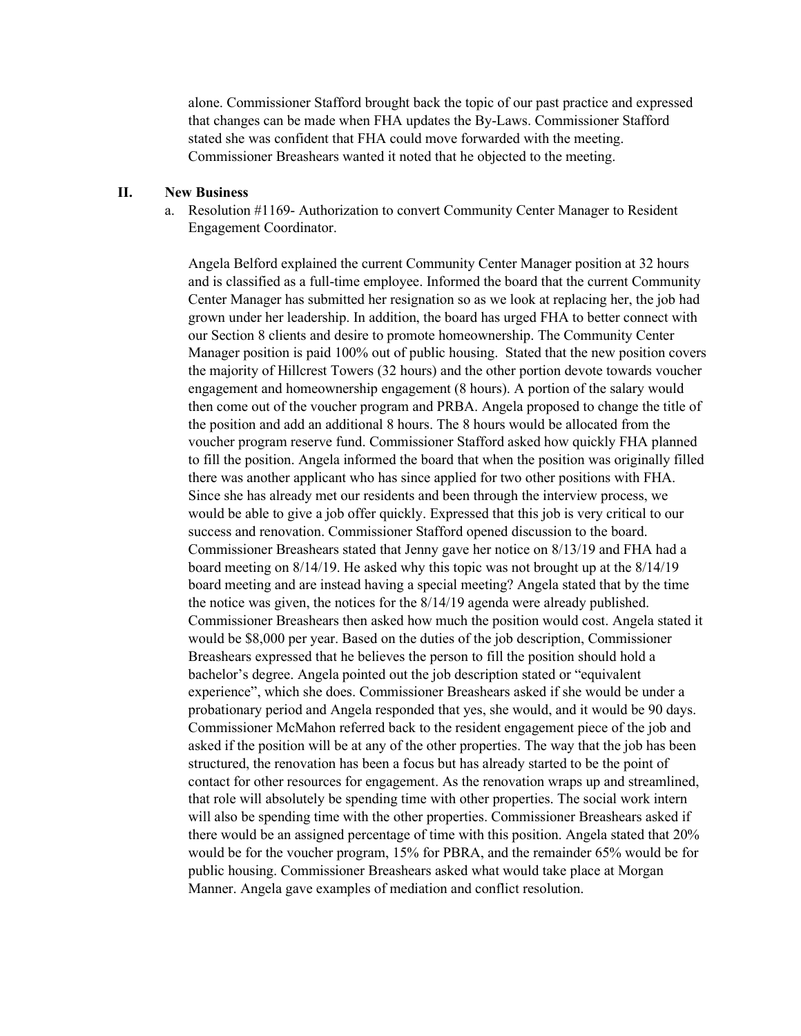alone. Commissioner Stafford brought back the topic of our past practice and expressed that changes can be made when FHA updates the By-Laws. Commissioner Stafford stated she was confident that FHA could move forwarded with the meeting. Commissioner Breashears wanted it noted that he objected to the meeting.

## II. New Business

a. Resolution #1169- Authorization to convert Community Center Manager to Resident Engagement Coordinator.

Angela Belford explained the current Community Center Manager position at 32 hours and is classified as a full-time employee. Informed the board that the current Community Center Manager has submitted her resignation so as we look at replacing her, the job had grown under her leadership. In addition, the board has urged FHA to better connect with our Section 8 clients and desire to promote homeownership. The Community Center Manager position is paid 100% out of public housing. Stated that the new position covers the majority of Hillcrest Towers (32 hours) and the other portion devote towards voucher engagement and homeownership engagement (8 hours). A portion of the salary would then come out of the voucher program and PRBA. Angela proposed to change the title of the position and add an additional 8 hours. The 8 hours would be allocated from the voucher program reserve fund. Commissioner Stafford asked how quickly FHA planned to fill the position. Angela informed the board that when the position was originally filled there was another applicant who has since applied for two other positions with FHA. Since she has already met our residents and been through the interview process, we would be able to give a job offer quickly. Expressed that this job is very critical to our success and renovation. Commissioner Stafford opened discussion to the board. Commissioner Breashears stated that Jenny gave her notice on 8/13/19 and FHA had a board meeting on 8/14/19. He asked why this topic was not brought up at the 8/14/19 board meeting and are instead having a special meeting? Angela stated that by the time the notice was given, the notices for the 8/14/19 agenda were already published. Commissioner Breashears then asked how much the position would cost. Angela stated it would be $8,000 per year. Based on the duties of the job description, Commissioner Breashears expressed that he believes the person to fill the position should hold a bachelor's degree. Angela pointed out the job description stated or "equivalent experience", which she does. Commissioner Breashears asked if she would be under a probationary period and Angela responded that yes, she would, and it would be 90 days. Commissioner McMahon referred back to the resident engagement piece of the job and asked if the position will be at any of the other properties. The way that the job has been structured, the renovation has been a focus but has already started to be the point of contact for other resources for engagement. As the renovation wraps up and streamlined, that role will absolutely be spending time with other properties. The social work intern will also be spending time with the other properties. Commissioner Breashears asked if there would be an assigned percentage of time with this position. Angela stated that 20% would be for the voucher program, 15% for PBRA, and the remainder 65% would be for public housing. Commissioner Breashears asked what would take place at Morgan Manner. Angela gave examples of mediation and conflict resolution.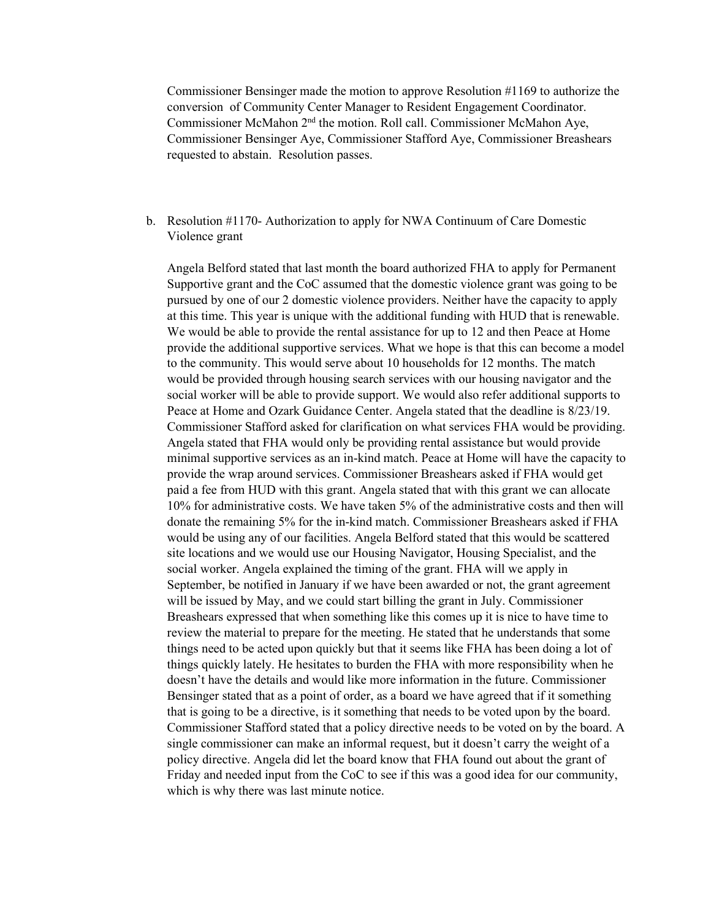Commissioner Bensinger made the motion to approve Resolution #1169 to authorize the conversion of Community Center Manager to Resident Engagement Coordinator. Commissioner McMahon 2nd the motion. Roll call. Commissioner McMahon Aye, Commissioner Bensinger Aye, Commissioner Stafford Aye, Commissioner Breashears requested to abstain. Resolution passes.

b. Resolution #1170- Authorization to apply for NWA Continuum of Care Domestic Violence grant

Angela Belford stated that last month the board authorized FHA to apply for Permanent Supportive grant and the CoC assumed that the domestic violence grant was going to be pursued by one of our 2 domestic violence providers. Neither have the capacity to apply at this time. This year is unique with the additional funding with HUD that is renewable. We would be able to provide the rental assistance for up to 12 and then Peace at Home provide the additional supportive services. What we hope is that this can become a model to the community. This would serve about 10 households for 12 months. The match would be provided through housing search services with our housing navigator and the social worker will be able to provide support. We would also refer additional supports to Peace at Home and Ozark Guidance Center. Angela stated that the deadline is 8/23/19. Commissioner Stafford asked for clarification on what services FHA would be providing. Angela stated that FHA would only be providing rental assistance but would provide minimal supportive services as an in-kind match. Peace at Home will have the capacity to provide the wrap around services. Commissioner Breashears asked if FHA would get paid a fee from HUD with this grant. Angela stated that with this grant we can allocate 10% for administrative costs. We have taken 5% of the administrative costs and then will donate the remaining 5% for the in-kind match. Commissioner Breashears asked if FHA would be using any of our facilities. Angela Belford stated that this would be scattered site locations and we would use our Housing Navigator, Housing Specialist, and the social worker. Angela explained the timing of the grant. FHA will we apply in September, be notified in January if we have been awarded or not, the grant agreement will be issued by May, and we could start billing the grant in July. Commissioner Breashears expressed that when something like this comes up it is nice to have time to review the material to prepare for the meeting. He stated that he understands that some things need to be acted upon quickly but that it seems like FHA has been doing a lot of things quickly lately. He hesitates to burden the FHA with more responsibility when he doesn't have the details and would like more information in the future. Commissioner Bensinger stated that as a point of order, as a board we have agreed that if it something that is going to be a directive, is it something that needs to be voted upon by the board. Commissioner Stafford stated that a policy directive needs to be voted on by the board. A single commissioner can make an informal request, but it doesn't carry the weight of a policy directive. Angela did let the board know that FHA found out about the grant of Friday and needed input from the CoC to see if this was a good idea for our community, which is why there was last minute notice.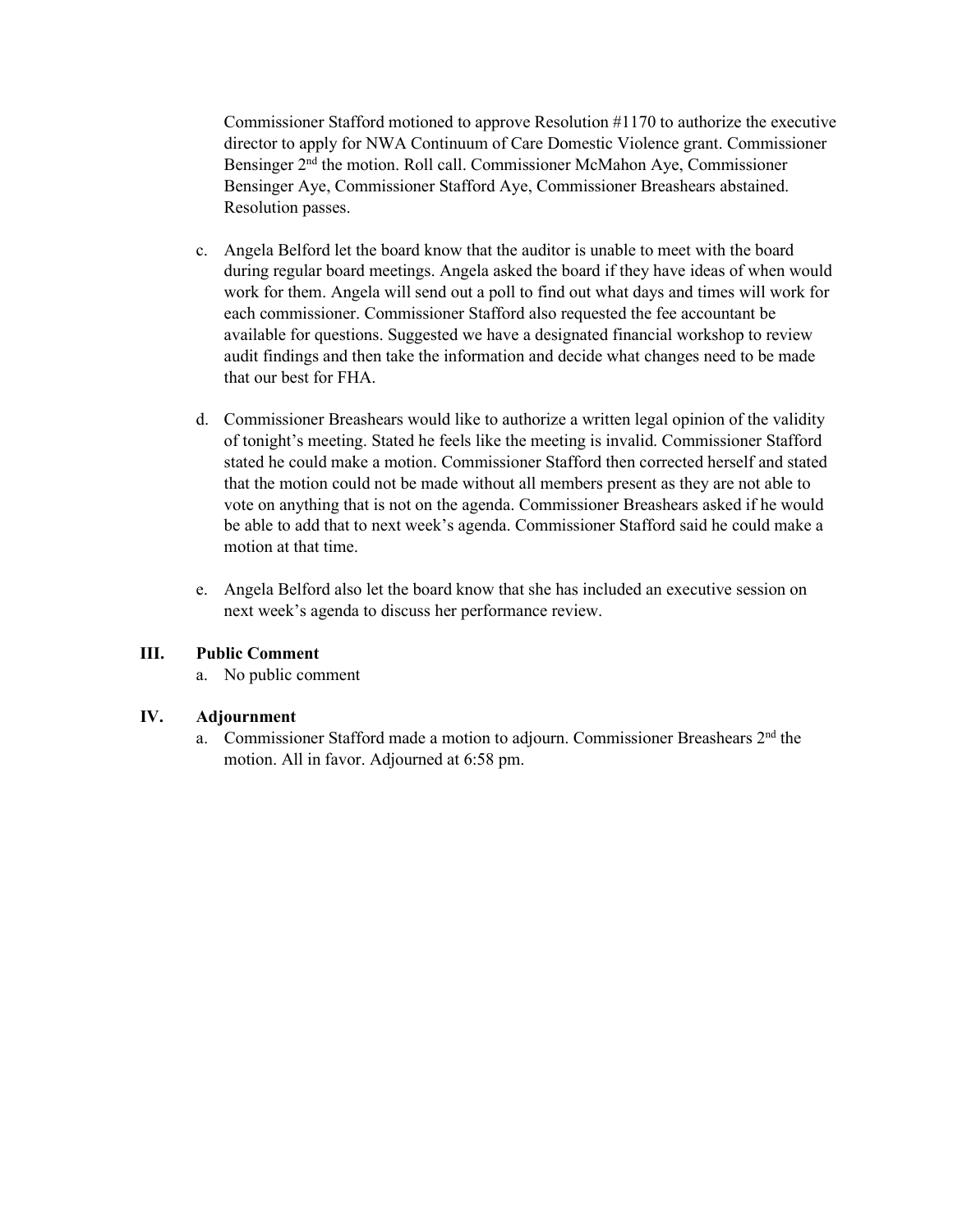Commissioner Stafford motioned to approve Resolution #1170 to authorize the executive director to apply for NWA Continuum of Care Domestic Violence grant. Commissioner Bensinger 2nd the motion. Roll call. Commissioner McMahon Aye, Commissioner Bensinger Aye, Commissioner Stafford Aye, Commissioner Breashears abstained. Resolution passes.

c. Angela Belford let the board know that the auditor is unable to meet with the board during regular board meetings. Angela asked the board if they have ideas of when would work for them. Angela will send out a poll to find out what days and times will work for each commissioner. Commissioner Stafford also requested the fee accountant be available for questions. Suggested we have a designated financial workshop to review audit findings and then take the information and decide what changes need to be made that our best for FHA.

d. Commissioner Breashears would like to authorize a written legal opinion of the validity of tonight's meeting. Stated he feels like the meeting is invalid. Commissioner Stafford stated he could make a motion. Commissioner Stafford then corrected herself and stated that the motion could not be made without all members present as they are not able to vote on anything that is not on the agenda. Commissioner Breashears asked if he would be able to add that to next week's agenda. Commissioner Stafford said he could make a motion at that time.

e. Angela Belford also let the board know that she has included an executive session on next week's agenda to discuss her performance review.

## III. Public Comment

a. No public comment

## IV. Adjournment

a. Commissioner Stafford made a motion to adjourn. Commissioner Breashears 2nd the motion. All in favor. Adjourned at 6:58 pm.